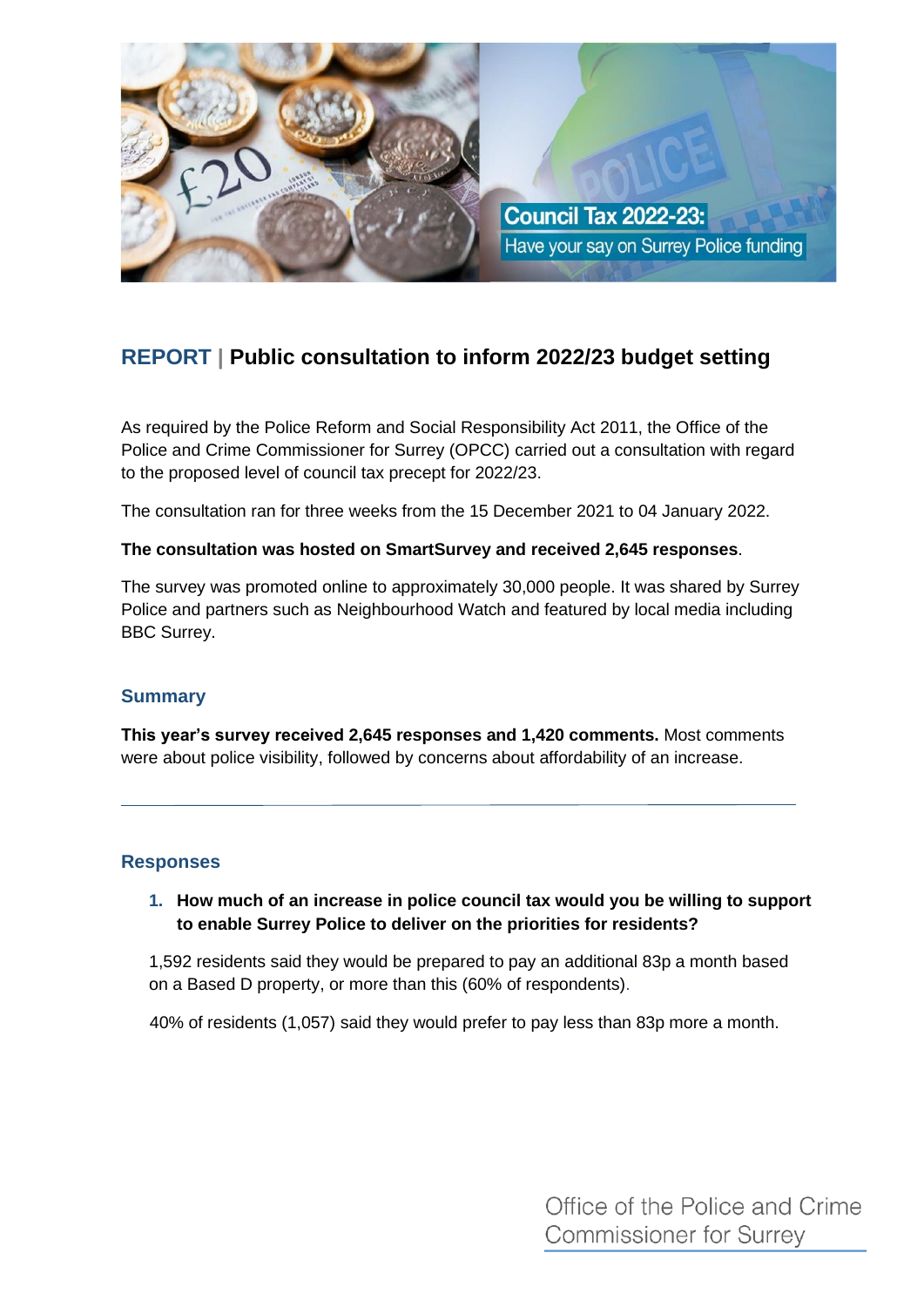# REPORT | Public consultation to inform 2022/23 budget setting

As required by the Police Reform and Social Responsibility Act 2011, the Office of the Police and Crime Commissioner for Surrey (OPCC) carried out a consultation with regard to the proposed level of council tax precept for 2022/23.

The consultation ran for three weeks from the 15 December 2021 to 04 January 2022.

**The consultation was hosted on SmartSurvey and received 2,645 responses**.

The survey was promoted online to approximately 30,000 people. It was shared by Surrey Police and partners such as Neighbourhood Watch and featured by local media including BBC Surrey.

## Summary

**This year's survey received 2,645 responses and 1,420 comments.** Most comments were about police visibility, followed by concerns about affordability of an increase.

---

## Responses

1. **How much of an increase in police council tax would you be willing to support to enable Surrey Police to deliver on the priorities for residents?**

   1,592 residents said they would be prepared to pay an additional 83p a month based on a Based D property, or more than this (60% of respondents).

   40% of residents (1,057) said they would prefer to pay less than 83p more a month.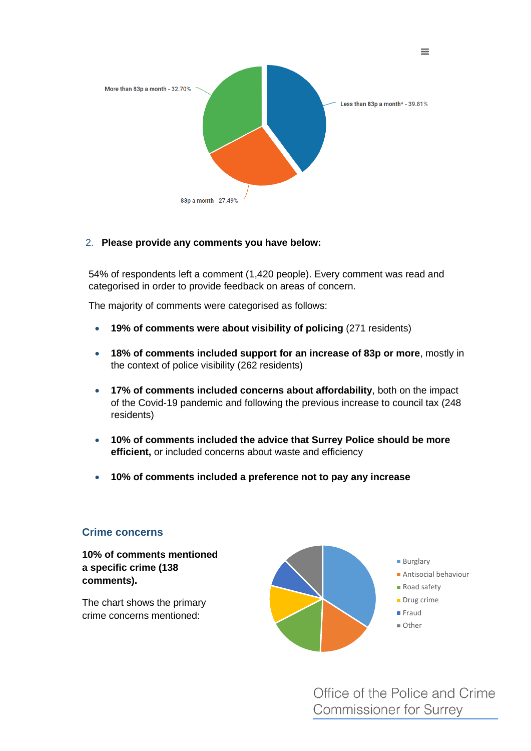More than 83p a month - 32.70%

Less than 83p a month* - 39.81%

83p a month - 27.49%

2. **Please provide any comments you have below:**

54% of respondents left a comment (1,420 people). Every comment was read and categorised in order to provide feedback on areas of concern.

The majority of comments were categorised as follows:

- **19% of comments were about visibility of policing** (271 residents)
- **18% of comments included support for an increase of 83p or more**, mostly in the context of police visibility (262 residents)
- **17% of comments included concerns about affordability**, both on the impact of the Covid-19 pandemic and following the previous increase to council tax (248 residents)
- **10% of comments included the advice that Surrey Police should be more efficient,** or included concerns about waste and efficiency
- **10% of comments included a preference not to pay any increase**

## Crime concerns

**10% of comments mentioned a specific crime (138 comments).**

The chart shows the primary crime concerns mentioned:

- Burglary
- Antisocial behaviour
- Road safety
- Drug crime
- Fraud
- Other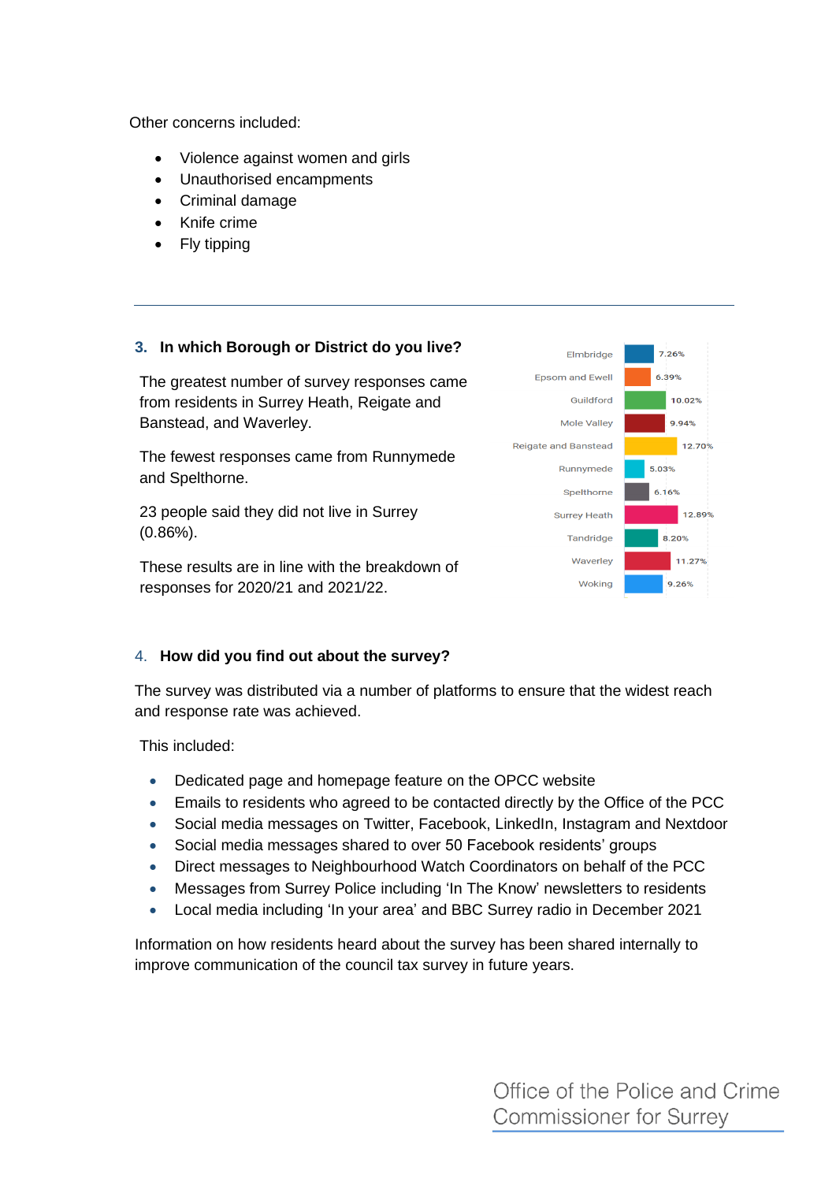Other concerns included:

- Violence against women and girls
- Unauthorised encampments
- Criminal damage
- Knife crime
- Fly tipping

---

### 3. In which Borough or District do you live?

The greatest number of survey responses came from residents in Surrey Heath, Reigate and Banstead, and Waverley.

The fewest responses came from Runnymede and Spelthorne.

23 people said they did not live in Surrey (0.86%).

These results are in line with the breakdown of responses for 2020/21 and 2021/22.

Elmbridge 7.26%
Epsom and Ewell 6.39%
Guildford 10.02%
Mole Valley 9.94%
Reigate and Banstead 12.70%
Runnymede 5.03%
Spelthorne 6.16%
Surrey Heath 12.89%
Tandridge 8.20%
Waverley 11.27%
Woking 9.26%

### 4. How did you find out about the survey?

The survey was distributed via a number of platforms to ensure that the widest reach and response rate was achieved.

This included:

- Dedicated page and homepage feature on the OPCC website
- Emails to residents who agreed to be contacted directly by the Office of the PCC
- Social media messages on Twitter, Facebook, LinkedIn, Instagram and Nextdoor
- Social media messages shared to over 50 Facebook residents' groups
- Direct messages to Neighbourhood Watch Coordinators on behalf of the PCC
- Messages from Surrey Police including 'In The Know' newsletters to residents
- Local media including 'In your area' and BBC Surrey radio in December 2021

Information on how residents heard about the survey has been shared internally to improve communication of the council tax survey in future years.